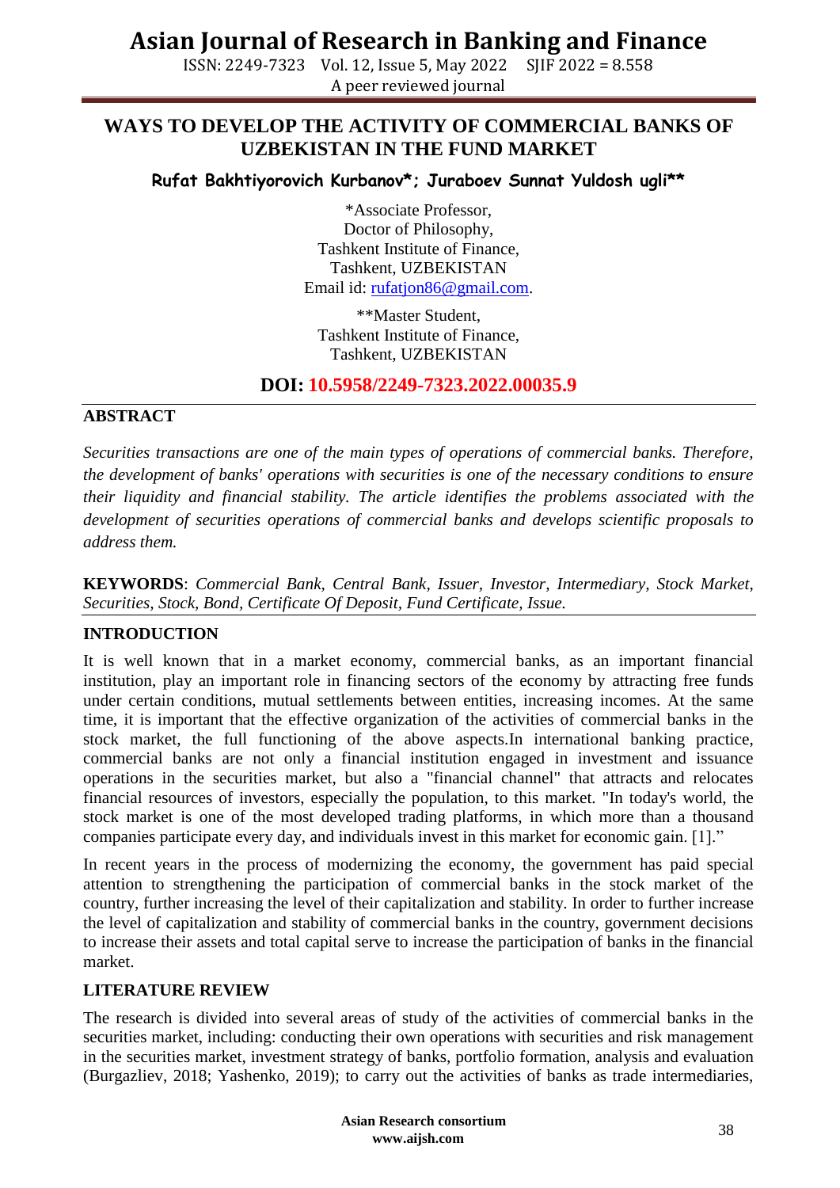# WAYS TO DEVELOP THE ACTIVITY OF COMMERCIAL BANKS OF UZBEKISTAN IN THE FUND MARKET

**Rufat Bakhtiyorovich Kurbanov*; Juraboev Sunnat Yuldosh ugli****

*Associate Professor,
Doctor of Philosophy,
Tashkent Institute of Finance,
Tashkent, UZBEKISTAN
Email id: rufatjon86@gmail.com.

**Master Student,
Tashkent Institute of Finance,
Tashkent, UZBEKISTAN

**DOI: 10.5958/2249-7323.2022.00035.9**

## ABSTRACT

*Securities transactions are one of the main types of operations of commercial banks. Therefore, the development of banks' operations with securities is one of the necessary conditions to ensure their liquidity and financial stability. The article identifies the problems associated with the development of securities operations of commercial banks and develops scientific proposals to address them.*

**KEYWORDS**: *Commercial Bank, Central Bank, Issuer, Investor, Intermediary, Stock Market, Securities, Stock, Bond, Certificate Of Deposit, Fund Certificate, Issue.*

## INTRODUCTION

It is well known that in a market economy, commercial banks, as an important financial institution, play an important role in financing sectors of the economy by attracting free funds under certain conditions, mutual settlements between entities, increasing incomes. At the same time, it is important that the effective organization of the activities of commercial banks in the stock market, the full functioning of the above aspects.In international banking practice, commercial banks are not only a financial institution engaged in investment and issuance operations in the securities market, but also a "financial channel" that attracts and relocates financial resources of investors, especially the population, to this market. "In today's world, the stock market is one of the most developed trading platforms, in which more than a thousand companies participate every day, and individuals invest in this market for economic gain. [1]."

In recent years in the process of modernizing the economy, the government has paid special attention to strengthening the participation of commercial banks in the stock market of the country, further increasing the level of their capitalization and stability. In order to further increase the level of capitalization and stability of commercial banks in the country, government decisions to increase their assets and total capital serve to increase the participation of banks in the financial market.

## LITERATURE REVIEW

The research is divided into several areas of study of the activities of commercial banks in the securities market, including: conducting their own operations with securities and risk management in the securities market, investment strategy of banks, portfolio formation, analysis and evaluation (Burgazliev, 2018; Yashenko, 2019); to carry out the activities of banks as trade intermediaries,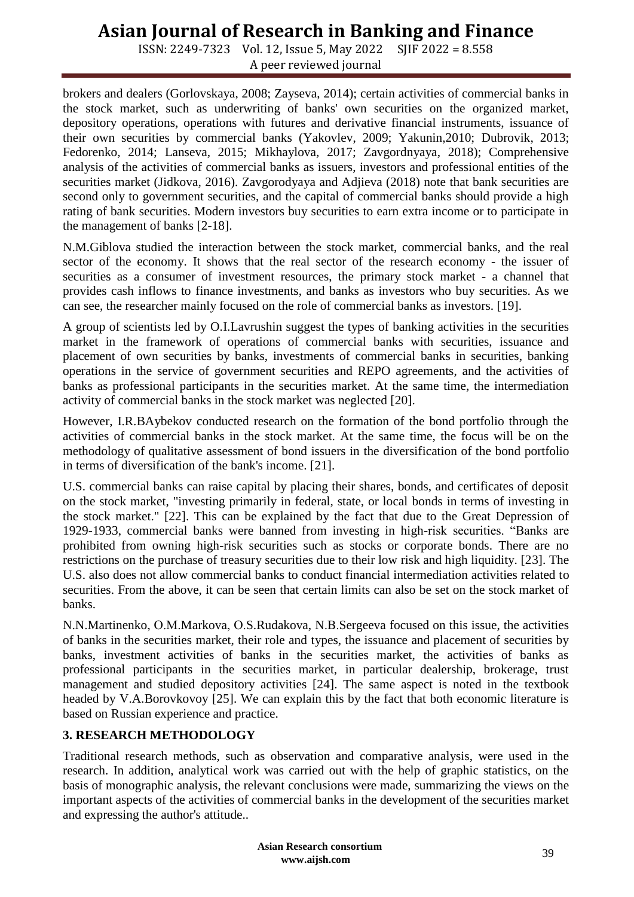brokers and dealers (Gorlovskaya, 2008; Zayseva, 2014); certain activities of commercial banks in the stock market, such as underwriting of banks' own securities on the organized market, depository operations, operations with futures and derivative financial instruments, issuance of their own securities by commercial banks (Yakovlev, 2009; Yakunin,2010; Dubrovik, 2013; Fedorenko, 2014; Lanseva, 2015; Mikhaylova, 2017; Zavgordnyaya, 2018); Comprehensive analysis of the activities of commercial banks as issuers, investors and professional entities of the securities market (Jidkova, 2016). Zavgorodyaya and Adjieva (2018) note that bank securities are second only to government securities, and the capital of commercial banks should provide a high rating of bank securities. Modern investors buy securities to earn extra income or to participate in the management of banks [2-18].

N.M.Giblova studied the interaction between the stock market, commercial banks, and the real sector of the economy. It shows that the real sector of the research economy - the issuer of securities as a consumer of investment resources, the primary stock market - a channel that provides cash inflows to finance investments, and banks as investors who buy securities. As we can see, the researcher mainly focused on the role of commercial banks as investors. [19].

A group of scientists led by O.I.Lavrushin suggest the types of banking activities in the securities market in the framework of operations of commercial banks with securities, issuance and placement of own securities by banks, investments of commercial banks in securities, banking operations in the service of government securities and REPO agreements, and the activities of banks as professional participants in the securities market. At the same time, the intermediation activity of commercial banks in the stock market was neglected [20].

However, I.R.BAybekov conducted research on the formation of the bond portfolio through the activities of commercial banks in the stock market. At the same time, the focus will be on the methodology of qualitative assessment of bond issuers in the diversification of the bond portfolio in terms of diversification of the bank's income. [21].

U.S. commercial banks can raise capital by placing their shares, bonds, and certificates of deposit on the stock market, "investing primarily in federal, state, or local bonds in terms of investing in the stock market." [22]. This can be explained by the fact that due to the Great Depression of 1929-1933, commercial banks were banned from investing in high-risk securities. "Banks are prohibited from owning high-risk securities such as stocks or corporate bonds. There are no restrictions on the purchase of treasury securities due to their low risk and high liquidity. [23]. The U.S. also does not allow commercial banks to conduct financial intermediation activities related to securities. From the above, it can be seen that certain limits can also be set on the stock market of banks.

N.N.Martinenko, O.M.Markova, O.S.Rudakova, N.B.Sergeeva focused on this issue, the activities of banks in the securities market, their role and types, the issuance and placement of securities by banks, investment activities of banks in the securities market, the activities of banks as professional participants in the securities market, in particular dealership, brokerage, trust management and studied depository activities [24]. The same aspect is noted in the textbook headed by V.A.Borovkovoy [25]. We can explain this by the fact that both economic literature is based on Russian experience and practice.

## 3. RESEARCH METHODOLOGY

Traditional research methods, such as observation and comparative analysis, were used in the research. In addition, analytical work was carried out with the help of graphic statistics, on the basis of monographic analysis, the relevant conclusions were made, summarizing the views on the important aspects of the activities of commercial banks in the development of the securities market and expressing the author's attitude..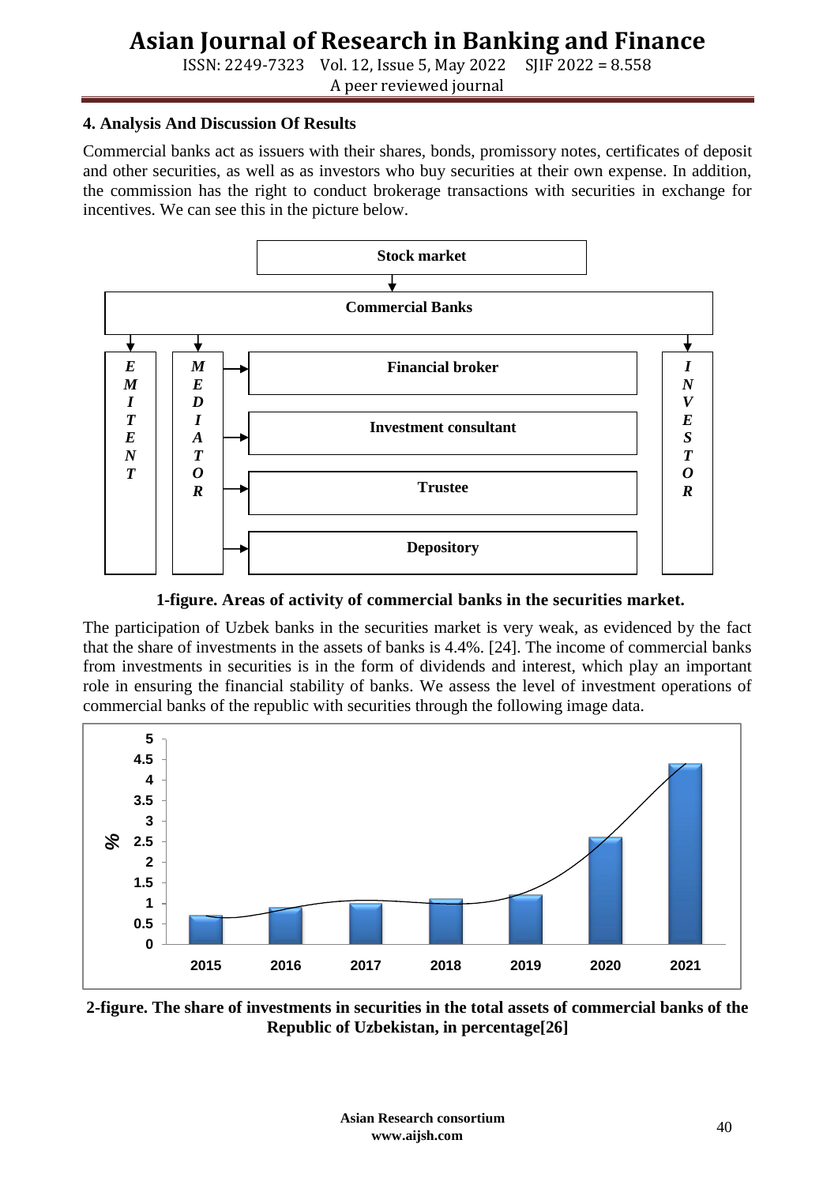## 4. Analysis And Discussion Of Results

Commercial banks act as issuers with their shares, bonds, promissory notes, certificates of deposit and other securities, as well as as investors who buy securities at their own expense. In addition, the commission has the right to conduct brokerage transactions with securities in exchange for incentives. We can see this in the picture below.

**1-figure. Areas of activity of commercial banks in the securities market.**

The participation of Uzbek banks in the securities market is very weak, as evidenced by the fact that the share of investments in the assets of banks is 4.4%. [24]. The income of commercial banks from investments in securities is in the form of dividends and interest, which play an important role in ensuring the financial stability of banks. We assess the level of investment operations of commercial banks of the republic with securities through the following image data.

**2-figure. The share of investments in securities in the total assets of commercial banks of the Republic of Uzbekistan, in percentage[26]**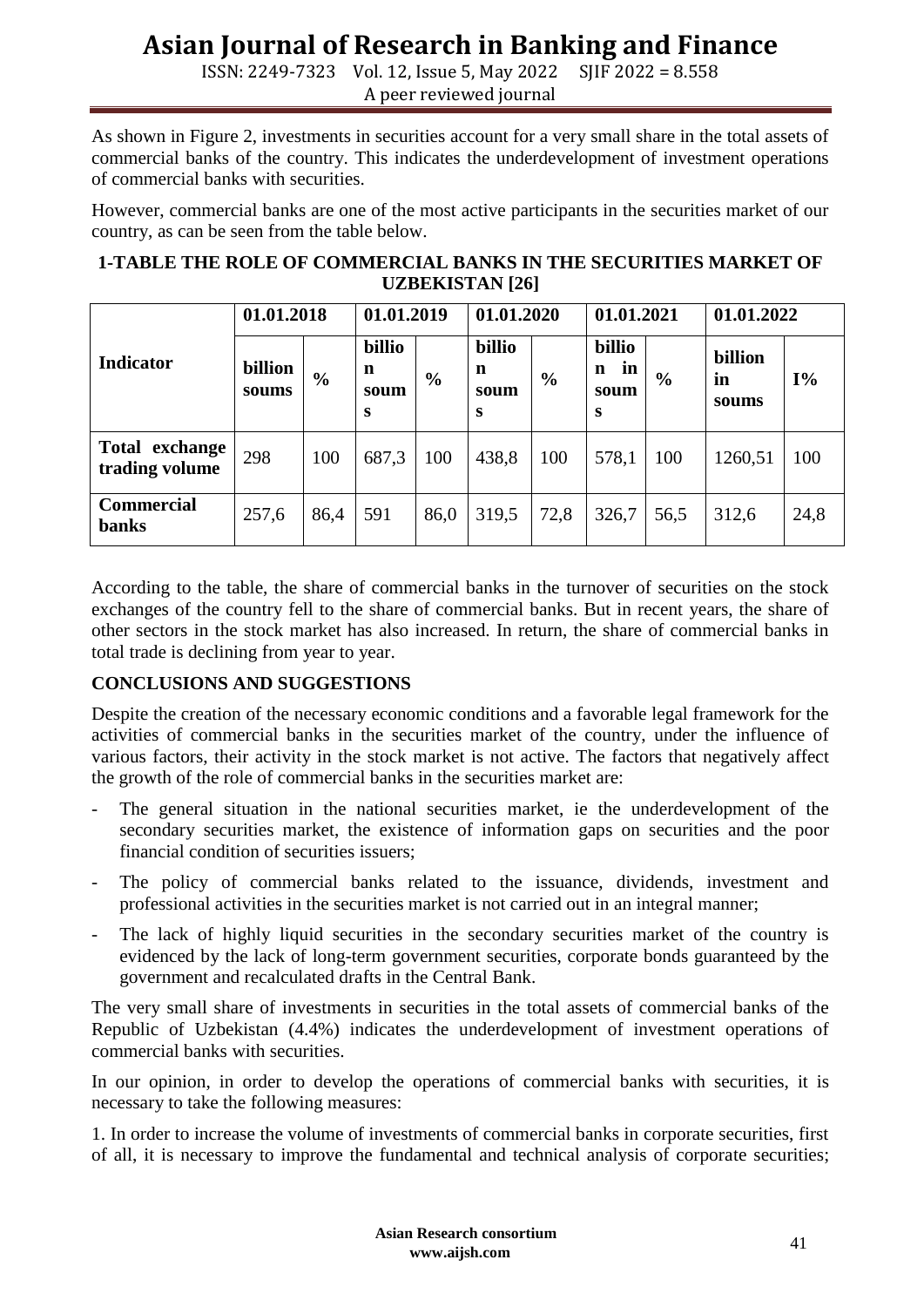As shown in Figure 2, investments in securities account for a very small share in the total assets of commercial banks of the country. This indicates the underdevelopment of investment operations of commercial banks with securities.

However, commercial banks are one of the most active participants in the securities market of our country, as can be seen from the table below.

**1-TABLE THE ROLE OF COMMERCIAL BANKS IN THE SECURITIES MARKET OF UZBEKISTAN [26]**

| Indicator | 01.01.2018 | | 01.01.2019 | | 01.01.2020 | | 01.01.2021 | | 01.01.2022 | |
|---|---|---|---|---|---|---|---|---|---|---|
| | billion soums | % | billion soums | % | billion soums | % | billion in soums | % | billion in soums | I% |
| Total exchange trading volume | 298 | 100 | 687,3 | 100 | 438,8 | 100 | 578,1 | 100 | 1260,51 | 100 |
| Commercial banks | 257,6 | 86,4 | 591 | 86,0 | 319,5 | 72,8 | 326,7 | 56,5 | 312,6 | 24,8 |

According to the table, the share of commercial banks in the turnover of securities on the stock exchanges of the country fell to the share of commercial banks. But in recent years, the share of other sectors in the stock market has also increased. In return, the share of commercial banks in total trade is declining from year to year.

## CONCLUSIONS AND SUGGESTIONS

Despite the creation of the necessary economic conditions and a favorable legal framework for the activities of commercial banks in the securities market of the country, under the influence of various factors, their activity in the stock market is not active. The factors that negatively affect the growth of the role of commercial banks in the securities market are:

- The general situation in the national securities market, ie the underdevelopment of the secondary securities market, the existence of information gaps on securities and the poor financial condition of securities issuers;
- The policy of commercial banks related to the issuance, dividends, investment and professional activities in the securities market is not carried out in an integral manner;
- The lack of highly liquid securities in the secondary securities market of the country is evidenced by the lack of long-term government securities, corporate bonds guaranteed by the government and recalculated drafts in the Central Bank.

The very small share of investments in securities in the total assets of commercial banks of the Republic of Uzbekistan (4.4%) indicates the underdevelopment of investment operations of commercial banks with securities.

In our opinion, in order to develop the operations of commercial banks with securities, it is necessary to take the following measures:

1. In order to increase the volume of investments of commercial banks in corporate securities, first of all, it is necessary to improve the fundamental and technical analysis of corporate securities;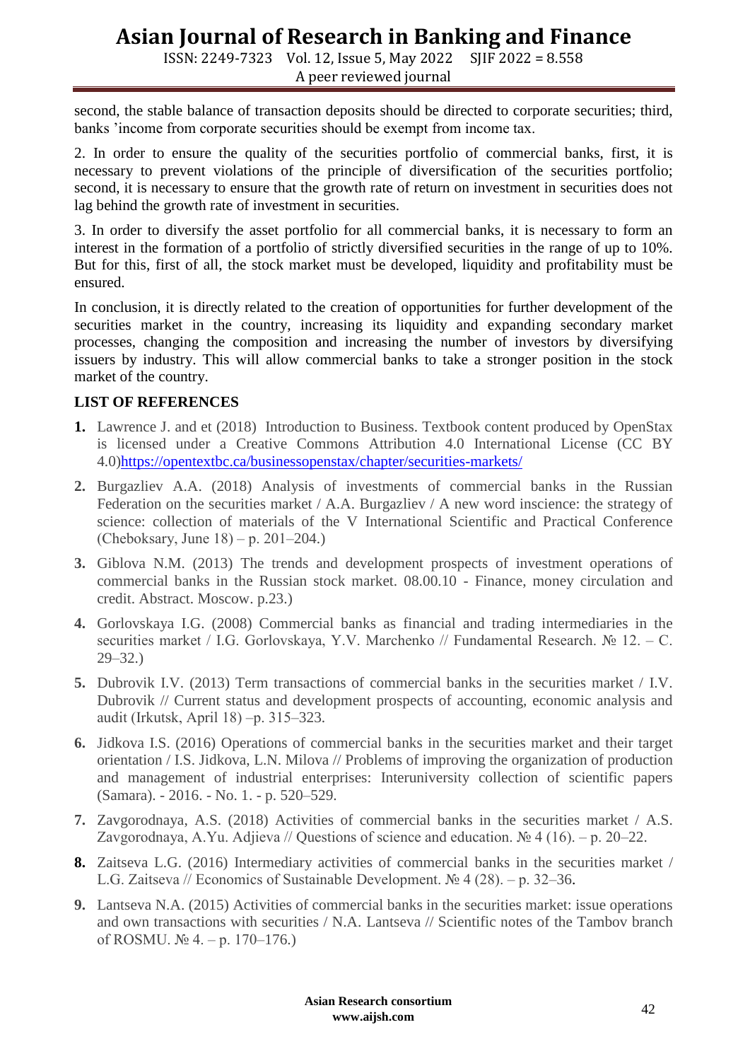second, the stable balance of transaction deposits should be directed to corporate securities; third, banks 'income from corporate securities should be exempt from income tax.

2. In order to ensure the quality of the securities portfolio of commercial banks, first, it is necessary to prevent violations of the principle of diversification of the securities portfolio; second, it is necessary to ensure that the growth rate of return on investment in securities does not lag behind the growth rate of investment in securities.

3. In order to diversify the asset portfolio for all commercial banks, it is necessary to form an interest in the formation of a portfolio of strictly diversified securities in the range of up to 10%. But for this, first of all, the stock market must be developed, liquidity and profitability must be ensured.

In conclusion, it is directly related to the creation of opportunities for further development of the securities market in the country, increasing its liquidity and expanding secondary market processes, changing the composition and increasing the number of investors by diversifying issuers by industry. This will allow commercial banks to take a stronger position in the stock market of the country.

## LIST OF REFERENCES

1. Lawrence J. and et (2018) Introduction to Business. Textbook content produced by OpenStax is licensed under a Creative Commons Attribution 4.0 International License (CC BY 4.0)https://opentextbc.ca/businessopenstax/chapter/securities-markets/
2. Burgazliev A.A. (2018) Analysis of investments of commercial banks in the Russian Federation on the securities market / A.A. Burgazliev / A new word inscience: the strategy of science: collection of materials of the V International Scientific and Practical Conference (Cheboksary, June 18) – p. 201–204.)
3. Giblova N.M. (2013) The trends and development prospects of investment operations of commercial banks in the Russian stock market. 08.00.10 - Finance, money circulation and credit. Abstract. Moscow. p.23.)
4. Gorlovskaya I.G. (2008) Commercial banks as financial and trading intermediaries in the securities market / I.G. Gorlovskaya, Y.V. Marchenko // Fundamental Research. № 12. – С. 29–32.)
5. Dubrovik I.V. (2013) Term transactions of commercial banks in the securities market / I.V. Dubrovik // Current status and development prospects of accounting, economic analysis and audit (Irkutsk, April 18) –p. 315–323.
6. Jidkova I.S. (2016) Operations of commercial banks in the securities market and their target orientation / I.S. Jidkova, L.N. Milova // Problems of improving the organization of production and management of industrial enterprises: Interuniversity collection of scientific papers (Samara). - 2016. - No. 1. - p. 520–529.
7. Zavgorodnaya, A.S. (2018) Activities of commercial banks in the securities market / A.S. Zavgorodnaya, A.Yu. Adjieva // Questions of science and education. № 4 (16). – p. 20–22.
8. Zaitseva L.G. (2016) Intermediary activities of commercial banks in the securities market / L.G. Zaitseva // Economics of Sustainable Development. № 4 (28). – p. 32–36.
9. Lantseva N.A. (2015) Activities of commercial banks in the securities market: issue operations and own transactions with securities / N.A. Lantseva // Scientific notes of the Tambov branch of ROSMU. № 4. – p. 170–176.)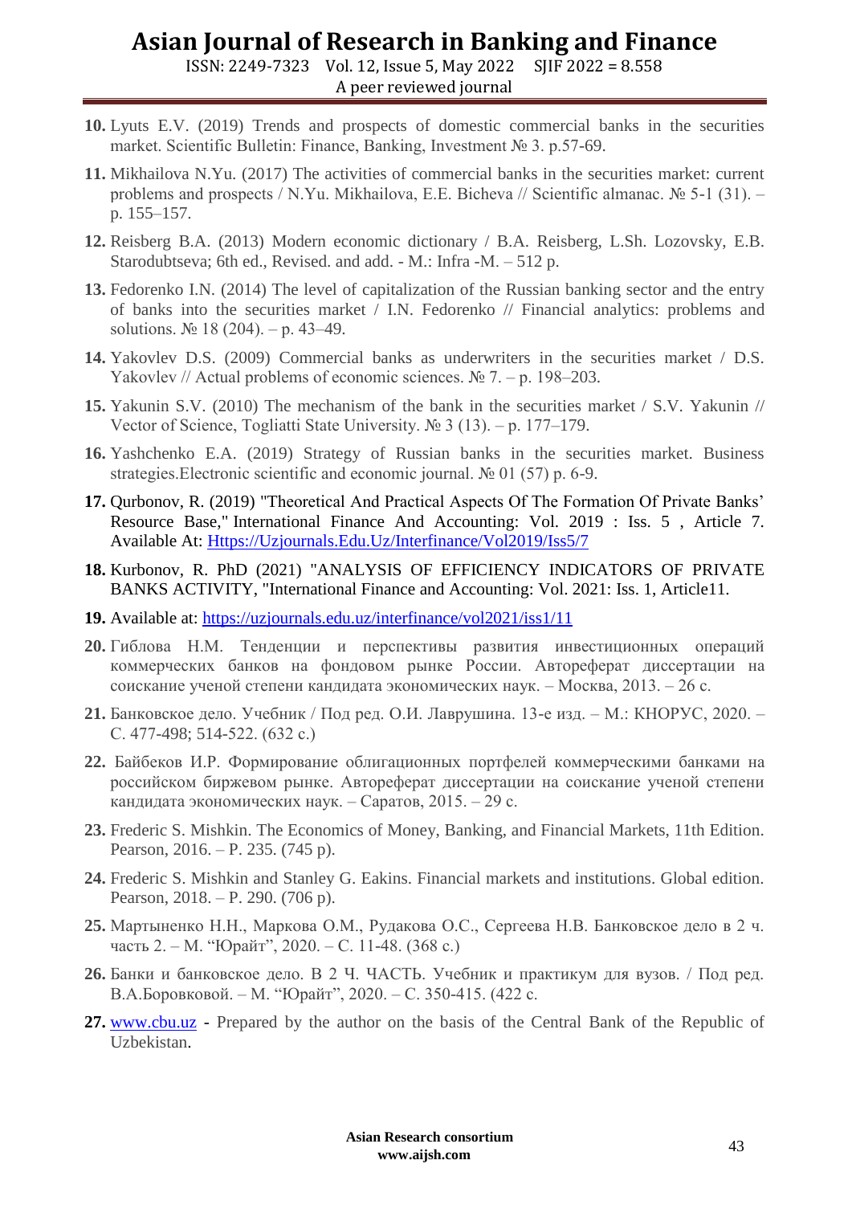10. Lyuts E.V. (2019) Trends and prospects of domestic commercial banks in the securities market. Scientific Bulletin: Finance, Banking, Investment № 3. p.57-69.
11. Mikhailova N.Yu. (2017) The activities of commercial banks in the securities market: current problems and prospects / N.Yu. Mikhailova, E.E. Bicheva // Scientific almanac. № 5-1 (31). – p. 155–157.
12. Reisberg B.A. (2013) Modern economic dictionary / B.A. Reisberg, L.Sh. Lozovsky, E.B. Starodubtseva; 6th ed., Revised. and add. - M.: Infra -M. – 512 p.
13. Fedorenko I.N. (2014) The level of capitalization of the Russian banking sector and the entry of banks into the securities market / I.N. Fedorenko // Financial analytics: problems and solutions. № 18 (204). – p. 43–49.
14. Yakovlev D.S. (2009) Commercial banks as underwriters in the securities market / D.S. Yakovlev // Actual problems of economic sciences. № 7. – p. 198–203.
15. Yakunin S.V. (2010) The mechanism of the bank in the securities market / S.V. Yakunin // Vector of Science, Togliatti State University. № 3 (13). – p. 177–179.
16. Yashchenko E.A. (2019) Strategy of Russian banks in the securities market. Business strategies.Electronic scientific and economic journal. № 01 (57) p. 6-9.
17. Qurbonov, R. (2019) "Theoretical And Practical Aspects Of The Formation Of Private Banks' Resource Base," International Finance And Accounting: Vol. 2019 : Iss. 5 , Article 7. Available At: [Https://Uzjournals.Edu.Uz/Interfinance/Vol2019/Iss5/7](Https://Uzjournals.Edu.Uz/Interfinance/Vol2019/Iss5/7)
18. Kurbonov, R. PhD (2021) "ANALYSIS OF EFFICIENCY INDICATORS OF PRIVATE BANKS ACTIVITY, "International Finance and Accounting: Vol. 2021: Iss. 1, Article11.
19. Available at: [https://uzjournals.edu.uz/interfinance/vol2021/iss1/11](https://uzjournals.edu.uz/interfinance/vol2021/iss1/11)
20. Гиблова Н.М. Тенденции и перспективы развития инвестиционных операций коммерческих банков на фондовом рынке России. Автореферат диссертации на соискание ученой степени кандидата экономических наук. – Москва, 2013. – 26 с.
21. Банковское дело. Учебник / Под ред. О.И. Лаврушина. 13-е изд. – М.: КНОРУС, 2020. – С. 477-498; 514-522. (632 с.)
22. Байбеков И.Р. Формирование облигационных портфелей коммерческими банками на российском биржевом рынке. Автореферат диссертации на соискание ученой степени кандидата экономических наук. – Саратов, 2015. – 29 с.
23. Frederic S. Mishkin. The Economics of Money, Banking, and Financial Markets, 11th Edition. Pearson, 2016. – P. 235. (745 p).
24. Frederic S. Mishkin and Stanley G. Eakins. Financial markets and institutions. Global edition. Pearson, 2018. – P. 290. (706 p).
25. Мартыненко Н.Н., Маркова О.М., Рудакова О.С., Сергеева Н.В. Банковское дело в 2 ч. часть 2. – М. "Юрайт", 2020. – С. 11-48. (368 с.)
26. Банки и банковское дело. В 2 Ч. ЧАСТЬ. Учебник и практикум для вузов. / Под ред. В.А.Боровковой. – М. "Юрайт", 2020. – С. 350-415. (422 с.
27. [www.cbu.uz](www.cbu.uz) - Prepared by the author on the basis of the Central Bank of the Republic of Uzbekistan.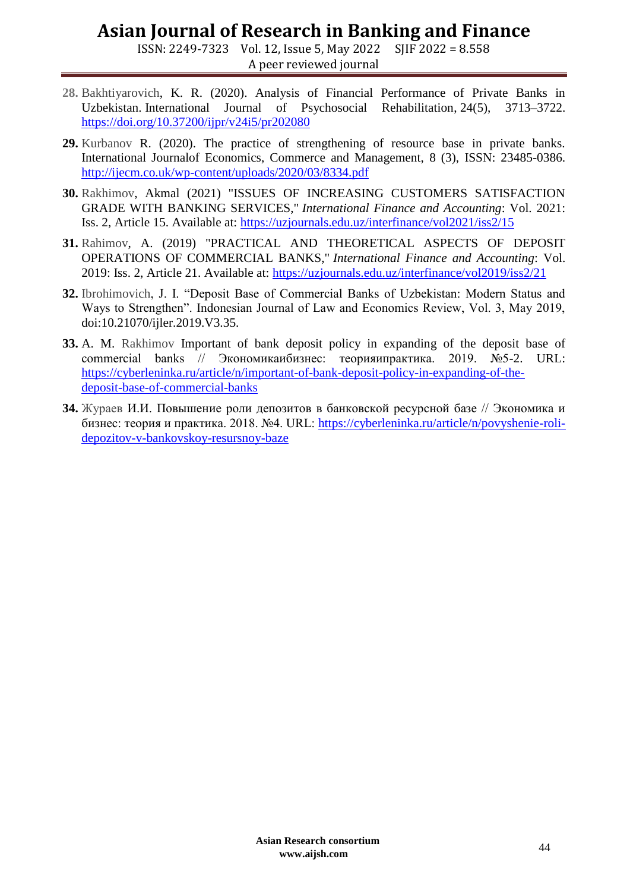28. Bakhtiyarovich, K. R. (2020). Analysis of Financial Performance of Private Banks in Uzbekistan. International Journal of Psychosocial Rehabilitation, 24(5), 3713–3722. https://doi.org/10.37200/ijpr/v24i5/pr202080

29. Kurbanov R. (2020). The practice of strengthening of resource base in private banks. International Journalof Economics, Commerce and Management, 8 (3), ISSN: 23485-0386. http://ijecm.co.uk/wp-content/uploads/2020/03/8334.pdf

30. Rakhimov, Akmal (2021) "ISSUES OF INCREASING CUSTOMERS SATISFACTION GRADE WITH BANKING SERVICES," *International Finance and Accounting*: Vol. 2021: Iss. 2, Article 15. Available at: https://uzjournals.edu.uz/interfinance/vol2021/iss2/15

31. Rahimov, A. (2019) "PRACTICAL AND THEORETICAL ASPECTS OF DEPOSIT OPERATIONS OF COMMERCIAL BANKS," *International Finance and Accounting*: Vol. 2019: Iss. 2, Article 21. Available at: https://uzjournals.edu.uz/interfinance/vol2019/iss2/21

32. Ibrohimovich, J. I. "Deposit Base of Commercial Banks of Uzbekistan: Modern Status and Ways to Strengthen". Indonesian Journal of Law and Economics Review, Vol. 3, May 2019, doi:10.21070/ijler.2019.V3.35.

33. A. M. Rakhimov Important of bank deposit policy in expanding of the deposit base of commercial banks // Экономикаибизнес: теорияипрактика. 2019. №5-2. URL: https://cyberleninka.ru/article/n/important-of-bank-deposit-policy-in-expanding-of-the-deposit-base-of-commercial-banks

34. Жураев И.И. Повышение роли депозитов в банковской ресурсной базе // Экономика и бизнес: теория и практика. 2018. №4. URL: https://cyberleninka.ru/article/n/povyshenie-roli-depozitov-v-bankovskoy-resursnoy-baze